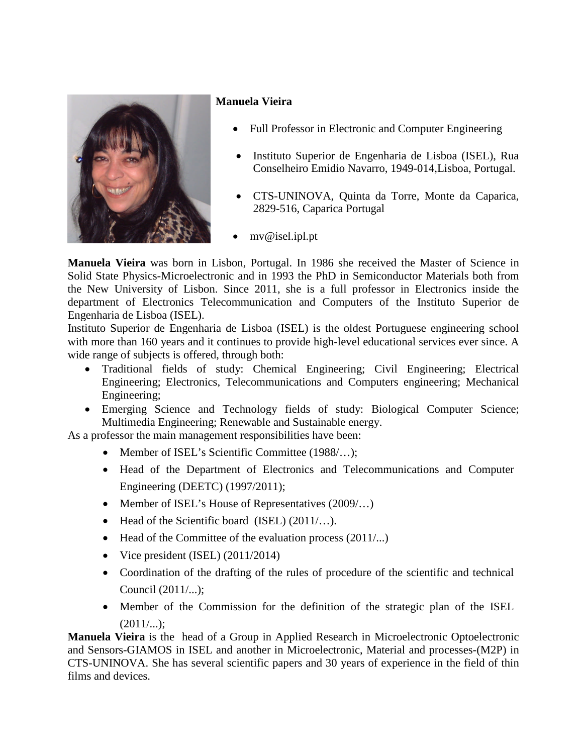**Manuela Vieira**

- Full Professor in Electronic and Computer Engineering
- Instituto Superior de Engenharia de Lisboa (ISEL), Rua Conselheiro Emidio Navarro, 1949-014,Lisboa, Portugal.
- CTS-UNINOVA, Quinta da Torre, Monte da Caparica, 2829-516, Caparica Portugal
- mv@isel.ipl.pt

**Manuela Vieira** was born in Lisbon, Portugal. In 1986 she received the Master of Science in Solid State Physics-Microelectronic and in 1993 the PhD in Semiconductor Materials both from the New University of Lisbon. Since 2011, she is a full professor in Electronics inside the department of Electronics Telecommunication and Computers of the Instituto Superior de Engenharia de Lisboa (ISEL).

Instituto Superior de Engenharia de Lisboa (ISEL) is the oldest Portuguese engineering school with more than 160 years and it continues to provide high-level educational services ever since. A wide range of subjects is offered, through both:

- Traditional fields of study: Chemical Engineering; Civil Engineering; Electrical Engineering; Electronics, Telecommunications and Computers engineering; Mechanical Engineering;
- Emerging Science and Technology fields of study: Biological Computer Science; Multimedia Engineering; Renewable and Sustainable energy.

As a professor the main management responsibilities have been:

- Member of ISEL's Scientific Committee (1988/…);
- Head of the Department of Electronics and Telecommunications and Computer Engineering (DEETC) (1997/2011);
- Member of ISEL's House of Representatives (2009/…)
- Head of the Scientific board (ISEL) (2011/…).
- Head of the Committee of the evaluation process (2011/...)
- Vice president (ISEL) (2011/2014)
- Coordination of the drafting of the rules of procedure of the scientific and technical Council (2011/...);
- Member of the Commission for the definition of the strategic plan of the ISEL (2011/...);

**Manuela Vieira** is the head of a Group in Applied Research in Microelectronic Optoelectronic and Sensors-GIAMOS in ISEL and another in Microelectronic, Material and processes-(M2P) in CTS-UNINOVA. She has several scientific papers and 30 years of experience in the field of thin films and devices.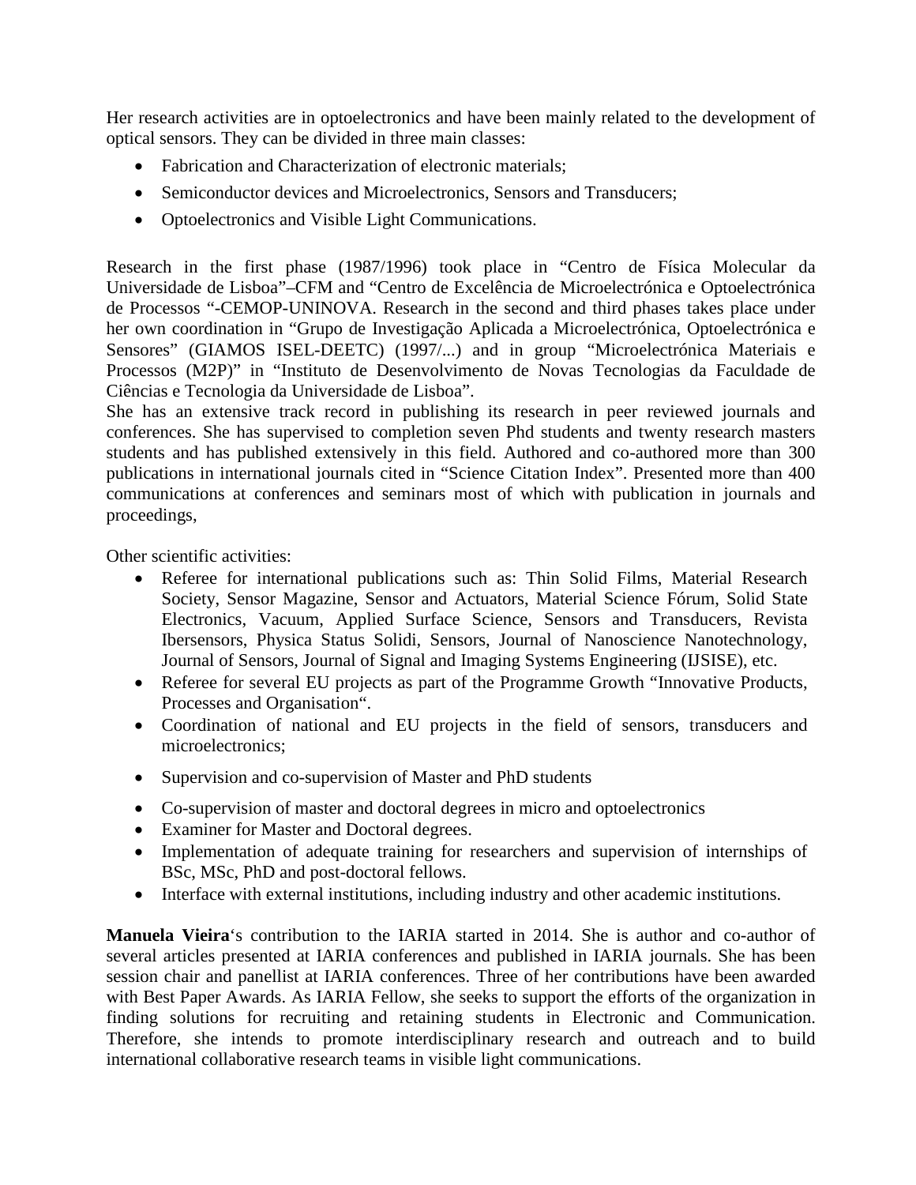Her research activities are in optoelectronics and have been mainly related to the development of optical sensors. They can be divided in three main classes:

- Fabrication and Characterization of electronic materials;
- Semiconductor devices and Microelectronics, Sensors and Transducers;
- Optoelectronics and Visible Light Communications.

Research in the first phase (1987/1996) took place in "Centro de Física Molecular da Universidade de Lisboa"–CFM and "Centro de Excelência de Microelectrónica e Optoelectrónica de Processos "-CEMOP-UNINOVA. Research in the second and third phases takes place under her own coordination in "Grupo de Investigação Aplicada a Microelectrónica, Optoelectrónica e Sensores" (GIAMOS ISEL-DEETC) (1997/...) and in group "Microelectrónica Materiais e Processos (M2P)" in "Instituto de Desenvolvimento de Novas Tecnologias da Faculdade de Ciências e Tecnologia da Universidade de Lisboa".
She has an extensive track record in publishing its research in peer reviewed journals and conferences. She has supervised to completion seven Phd students and twenty research masters students and has published extensively in this field. Authored and co-authored more than 300 publications in international journals cited in "Science Citation Index". Presented more than 400 communications at conferences and seminars most of which with publication in journals and proceedings,

Other scientific activities:

- Referee for international publications such as: Thin Solid Films, Material Research Society, Sensor Magazine, Sensor and Actuators, Material Science Fórum, Solid State Electronics, Vacuum, Applied Surface Science, Sensors and Transducers, Revista Ibersensors, Physica Status Solidi, Sensors, Journal of Nanoscience Nanotechnology, Journal of Sensors, Journal of Signal and Imaging Systems Engineering (IJSISE), etc.
- Referee for several EU projects as part of the Programme Growth "Innovative Products, Processes and Organisation".
- Coordination of national and EU projects in the field of sensors, transducers and microelectronics;
- Supervision and co-supervision of Master and PhD students
- Co-supervision of master and doctoral degrees in micro and optoelectronics
- Examiner for Master and Doctoral degrees.
- Implementation of adequate training for researchers and supervision of internships of BSc, MSc, PhD and post-doctoral fellows.
- Interface with external institutions, including industry and other academic institutions.

**Manuela Vieira**'s contribution to the IARIA started in 2014. She is author and co-author of several articles presented at IARIA conferences and published in IARIA journals. She has been session chair and panellist at IARIA conferences. Three of her contributions have been awarded with Best Paper Awards. As IARIA Fellow, she seeks to support the efforts of the organization in finding solutions for recruiting and retaining students in Electronic and Communication. Therefore, she intends to promote interdisciplinary research and outreach and to build international collaborative research teams in visible light communications.